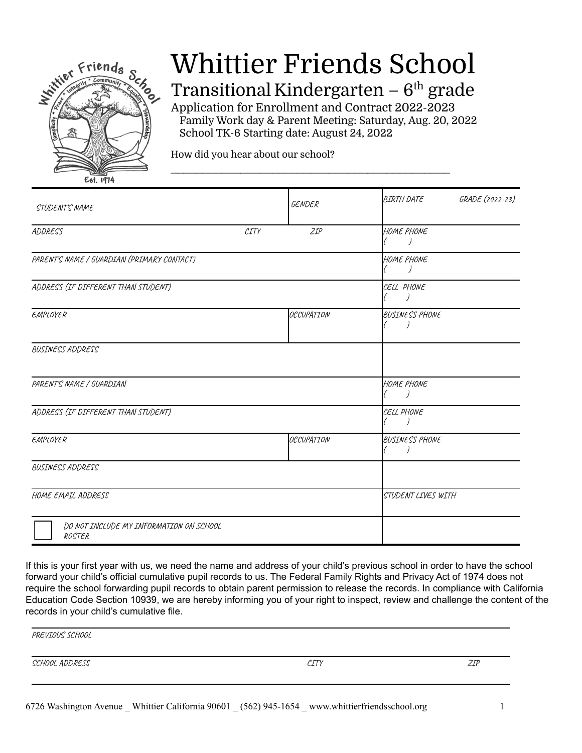# Whittier Friends School

## Transitional Kindergarten – 6th grade

Application for Enrollment and Contract 2022-2023

Family Work day & Parent Meeting: Saturday, Aug. 20, 2022

School TK-6 Starting date: August 24, 2022

How did you hear about our school?

_______________________________________________________

| | | | |
|---|---|---|---|
| STUDENT'S NAME | | GENDER | BIRTH DATE GRADE (2022-23) |
| ADDRESS | CITY | ZIP | HOME PHONE ( ) |
| PARENT'S NAME / GUARDIAN (PRIMARY CONTACT) | | | HOME PHONE ( ) |
| ADDRESS (IF DIFFERENT THAN STUDENT) | | | CELL PHONE ( ) |
| EMPLOYER | | OCCUPATION | BUSINESS PHONE ( ) |
| BUSINESS ADDRESS | | | |
| PARENT'S NAME / GUARDIAN | | | HOME PHONE ( ) |
| ADDRESS (IF DIFFERENT THAN STUDENT) | | | CELL PHONE ( ) |
| EMPLOYER | | OCCUPATION | BUSINESS PHONE ( ) |
| BUSINESS ADDRESS | | | |
| HOME EMAIL ADDRESS | | | STUDENT LIVES WITH |
| ☐ DO NOT INCLUDE MY INFORMATION ON SCHOOL ROSTER | | | |

If this is your first year with us, we need the name and address of your child's previous school in order to have the school forward your child's official cumulative pupil records to us. The Federal Family Rights and Privacy Act of 1974 does not require the school forwarding pupil records to obtain parent permission to release the records. In compliance with California Education Code Section 10939, we are hereby informing you of your right to inspect, review and challenge the content of the records in your child's cumulative file.

| | | |
|---|---|---|
| PREVIOUS SCHOOL | | |
| SCHOOL ADDRESS | CITY | ZIP |

6726 Washington Avenue _ Whittier California 90601 _ (562) 945-1654 _ www.whittierfriendsschool.org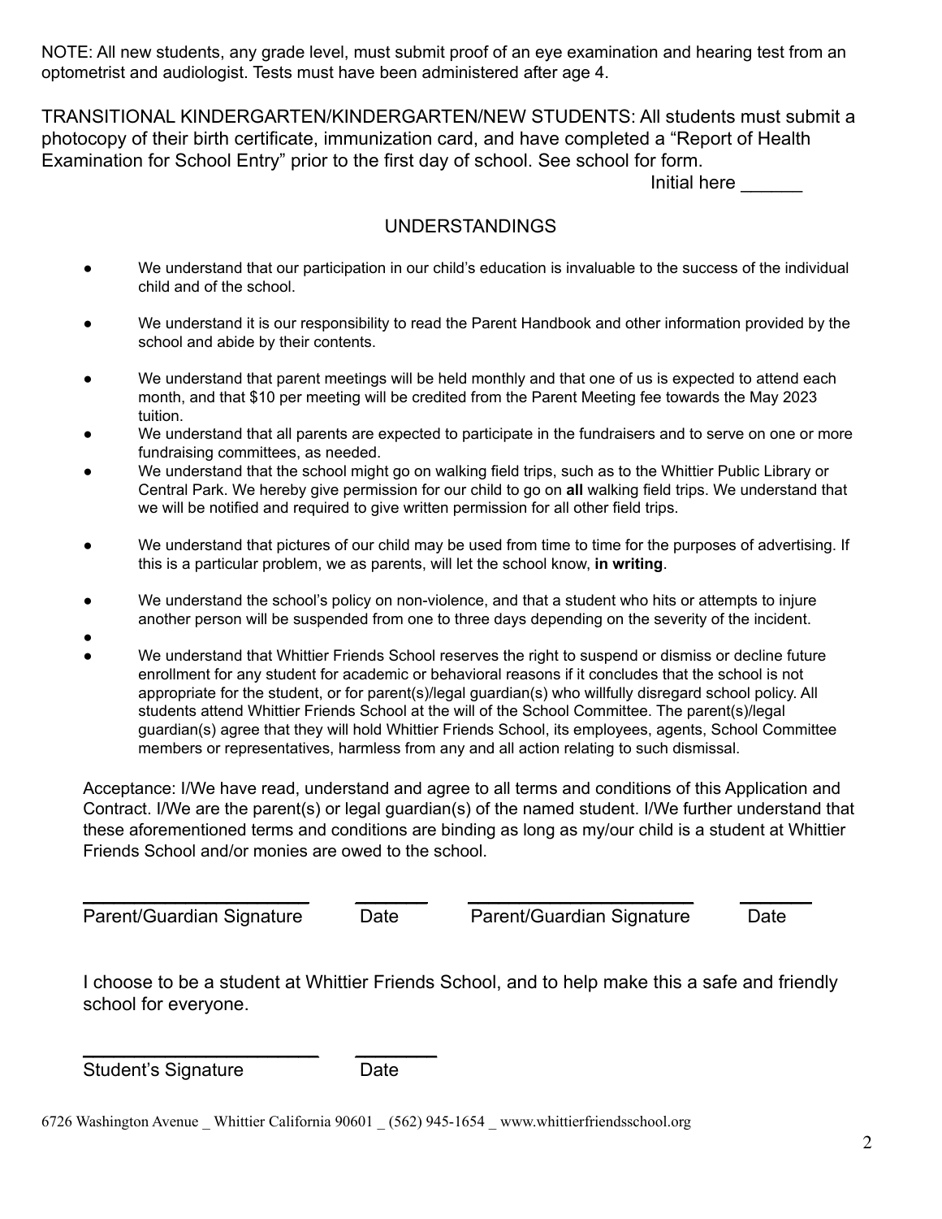NOTE: All new students, any grade level, must submit proof of an eye examination and hearing test from an optometrist and audiologist. Tests must have been administered after age 4.

TRANSITIONAL KINDERGARTEN/KINDERGARTEN/NEW STUDENTS: All students must submit a photocopy of their birth certificate, immunization card, and have completed a "Report of Health Examination for School Entry" prior to the first day of school. See school for form.

Initial here ______

## UNDERSTANDINGS

- We understand that our participation in our child's education is invaluable to the success of the individual child and of the school.
- We understand it is our responsibility to read the Parent Handbook and other information provided by the school and abide by their contents.
- We understand that parent meetings will be held monthly and that one of us is expected to attend each month, and that $10 per meeting will be credited from the Parent Meeting fee towards the May 2023 tuition.
- We understand that all parents are expected to participate in the fundraisers and to serve on one or more fundraising committees, as needed.
- We understand that the school might go on walking field trips, such as to the Whittier Public Library or Central Park. We hereby give permission for our child to go on **all** walking field trips. We understand that we will be notified and required to give written permission for all other field trips.
- We understand that pictures of our child may be used from time to time for the purposes of advertising. If this is a particular problem, we as parents, will let the school know, **in writing**.
- We understand the school's policy on non-violence, and that a student who hits or attempts to injure another person will be suspended from one to three days depending on the severity of the incident.
- 
- We understand that Whittier Friends School reserves the right to suspend or dismiss or decline future enrollment for any student for academic or behavioral reasons if it concludes that the school is not appropriate for the student, or for parent(s)/legal guardian(s) who willfully disregard school policy. All students attend Whittier Friends School at the will of the School Committee. The parent(s)/legal guardian(s) agree that they will hold Whittier Friends School, its employees, agents, School Committee members or representatives, harmless from any and all action relating to such dismissal.

Acceptance: I/We have read, understand and agree to all terms and conditions of this Application and Contract. I/We are the parent(s) or legal guardian(s) of the named student. I/We further understand that these aforementioned terms and conditions are binding as long as my/our child is a student at Whittier Friends School and/or monies are owed to the school.

______________________ ______ ______________________ ______
Parent/Guardian Signature Date Parent/Guardian Signature Date

I choose to be a student at Whittier Friends School, and to help make this a safe and friendly school for everyone.

______________________ ______
Student's Signature Date

6726 Washington Avenue _ Whittier California 90601 _ (562) 945-1654 _ www.whittierfriendsschool.org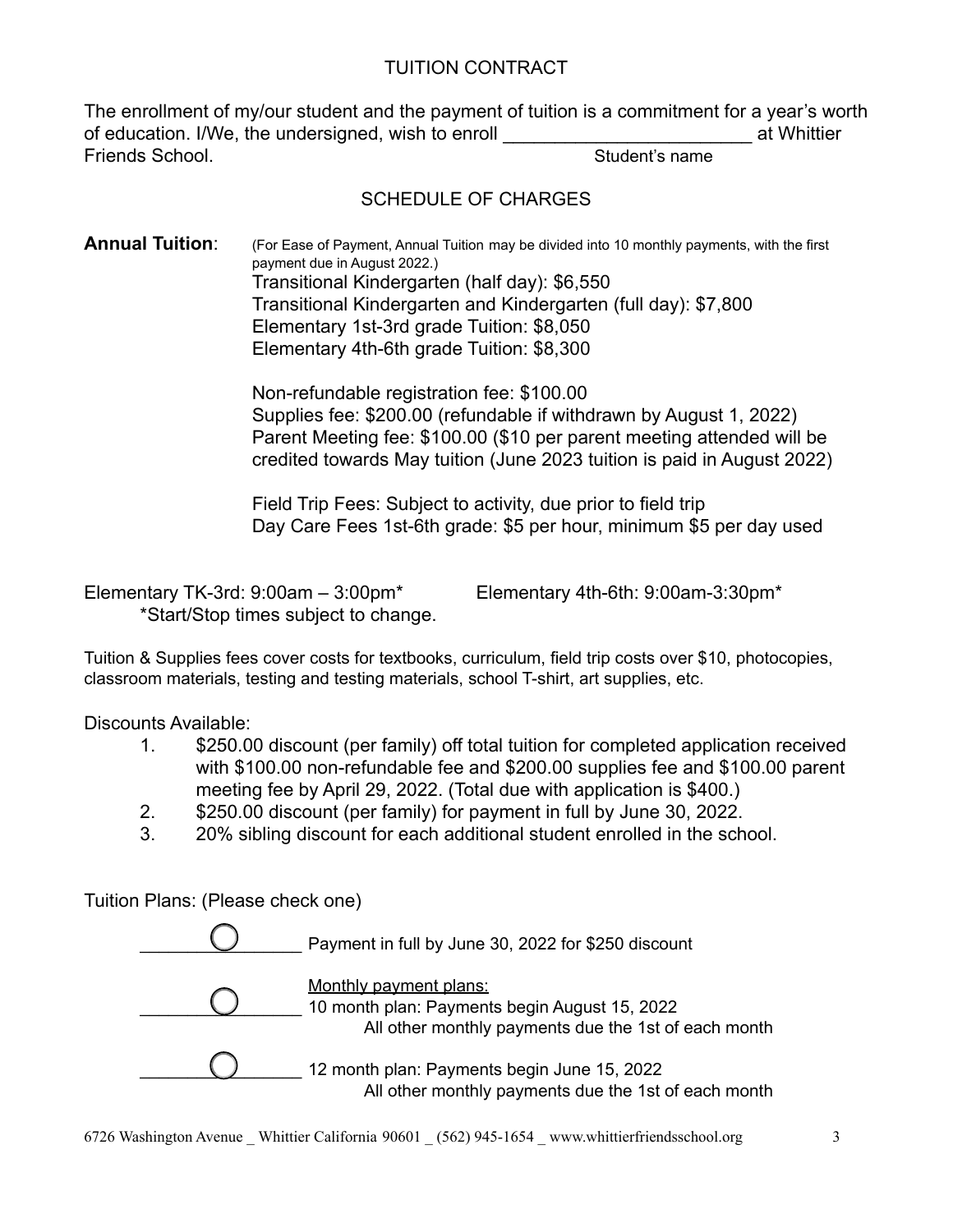# TUITION CONTRACT

The enrollment of my/our student and the payment of tuition is a commitment for a year's worth of education. I/We, the undersigned, wish to enroll ________________________ at Whittier Friends School.

Student's name

## SCHEDULE OF CHARGES

**Annual Tuition**: (For Ease of Payment, Annual Tuition may be divided into 10 monthly payments, with the first payment due in August 2022.)

Transitional Kindergarten (half day): $6,550
Transitional Kindergarten and Kindergarten (full day): $7,800
Elementary 1st-3rd grade Tuition: $8,050
Elementary 4th-6th grade Tuition: $8,300

Non-refundable registration fee: $100.00
Supplies fee: $200.00 (refundable if withdrawn by August 1, 2022)
Parent Meeting fee: $100.00 ($10 per parent meeting attended will be credited towards May tuition (June 2023 tuition is paid in August 2022)

Field Trip Fees: Subject to activity, due prior to field trip
Day Care Fees 1st-6th grade: $5 per hour, minimum $5 per day used

Elementary TK-3rd: 9:00am – 3:00pm*     Elementary 4th-6th: 9:00am-3:30pm*
*Start/Stop times subject to change.

Tuition & Supplies fees cover costs for textbooks, curriculum, field trip costs over $10, photocopies, classroom materials, testing and testing materials, school T-shirt, art supplies, etc.

Discounts Available:

1. $250.00 discount (per family) off total tuition for completed application received with $100.00 non-refundable fee and $200.00 supplies fee and $100.00 parent meeting fee by April 29, 2022. (Total due with application is $400.)
2. $250.00 discount (per family) for payment in full by June 30, 2022.
3. 20% sibling discount for each additional student enrolled in the school.

Tuition Plans: (Please check one)

- ○ Payment in full by June 30, 2022 for $250 discount
- Monthly payment plans:
  - ○ 10 month plan: Payments begin August 15, 2022
    All other monthly payments due the 1st of each month
  - ○ 12 month plan: Payments begin June 15, 2022
    All other monthly payments due the 1st of each month

6726 Washington Avenue _ Whittier California 90601 _ (562) 945-1654 _ www.whittierfriendsschool.org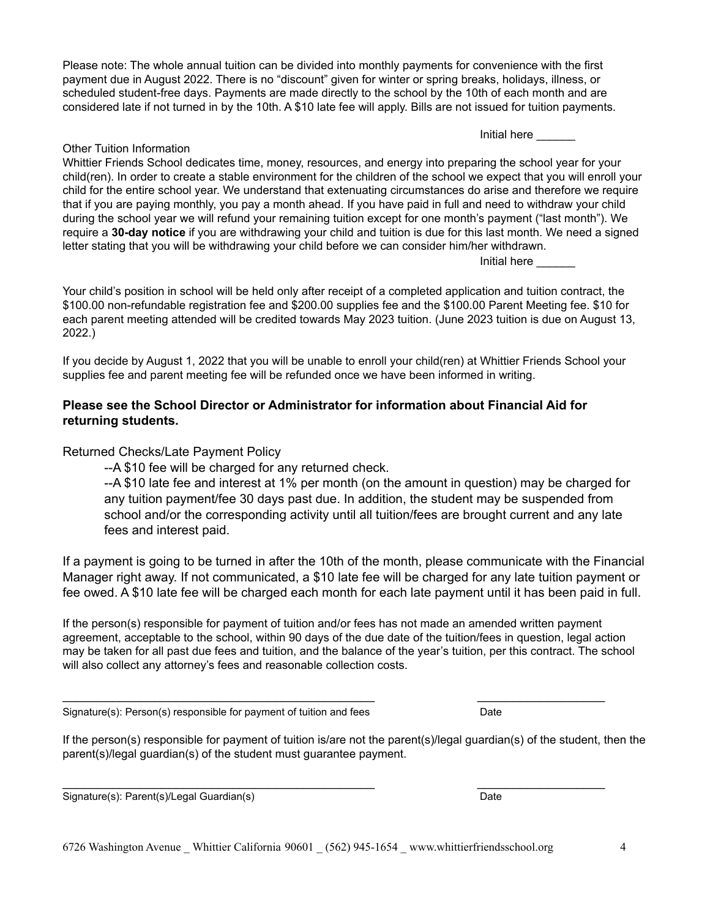Please note: The whole annual tuition can be divided into monthly payments for convenience with the first payment due in August 2022. There is no "discount" given for winter or spring breaks, holidays, illness, or scheduled student-free days. Payments are made directly to the school by the 10th of each month and are considered late if not turned in by the 10th. A $10 late fee will apply. Bills are not issued for tuition payments.

Initial here ______

Other Tuition Information

Whittier Friends School dedicates time, money, resources, and energy into preparing the school year for your child(ren). In order to create a stable environment for the children of the school we expect that you will enroll your child for the entire school year. We understand that extenuating circumstances do arise and therefore we require that if you are paying monthly, you pay a month ahead. If you have paid in full and need to withdraw your child during the school year we will refund your remaining tuition except for one month's payment ("last month"). We require a **30-day notice** if you are withdrawing your child and tuition is due for this last month. We need a signed letter stating that you will be withdrawing your child before we can consider him/her withdrawn.

Initial here ______

Your child's position in school will be held only after receipt of a completed application and tuition contract, the $100.00 non-refundable registration fee and $200.00 supplies fee and the $100.00 Parent Meeting fee. $10 for each parent meeting attended will be credited towards May 2023 tuition. (June 2023 tuition is due on August 13, 2022.)

If you decide by August 1, 2022 that you will be unable to enroll your child(ren) at Whittier Friends School your supplies fee and parent meeting fee will be refunded once we have been informed in writing.

**Please see the School Director or Administrator for information about Financial Aid for returning students.**

Returned Checks/Late Payment Policy

- --A $10 fee will be charged for any returned check.
- --A $10 late fee and interest at 1% per month (on the amount in question) may be charged for any tuition payment/fee 30 days past due. In addition, the student may be suspended from school and/or the corresponding activity until all tuition/fees are brought current and any late fees and interest paid.

If a payment is going to be turned in after the 10th of the month, please communicate with the Financial Manager right away. If not communicated, a $10 late fee will be charged for any late tuition payment or fee owed. A $10 late fee will be charged each month for each late payment until it has been paid in full.

If the person(s) responsible for payment of tuition and/or fees has not made an amended written payment agreement, acceptable to the school, within 90 days of the due date of the tuition/fees in question, legal action may be taken for all past due fees and tuition, and the balance of the year's tuition, per this contract. The school will also collect any attorney's fees and reasonable collection costs.

_______________________________________________ ____________________

Signature(s): Person(s) responsible for payment of tuition and fees Date

If the person(s) responsible for payment of tuition is/are not the parent(s)/legal guardian(s) of the student, then the parent(s)/legal guardian(s) of the student must guarantee payment.

_______________________________________________ ____________________

Signature(s): Parent(s)/Legal Guardian(s) Date

6726 Washington Avenue _ Whittier California 90601 _ (562) 945-1654 _ www.whittierfriendsschool.org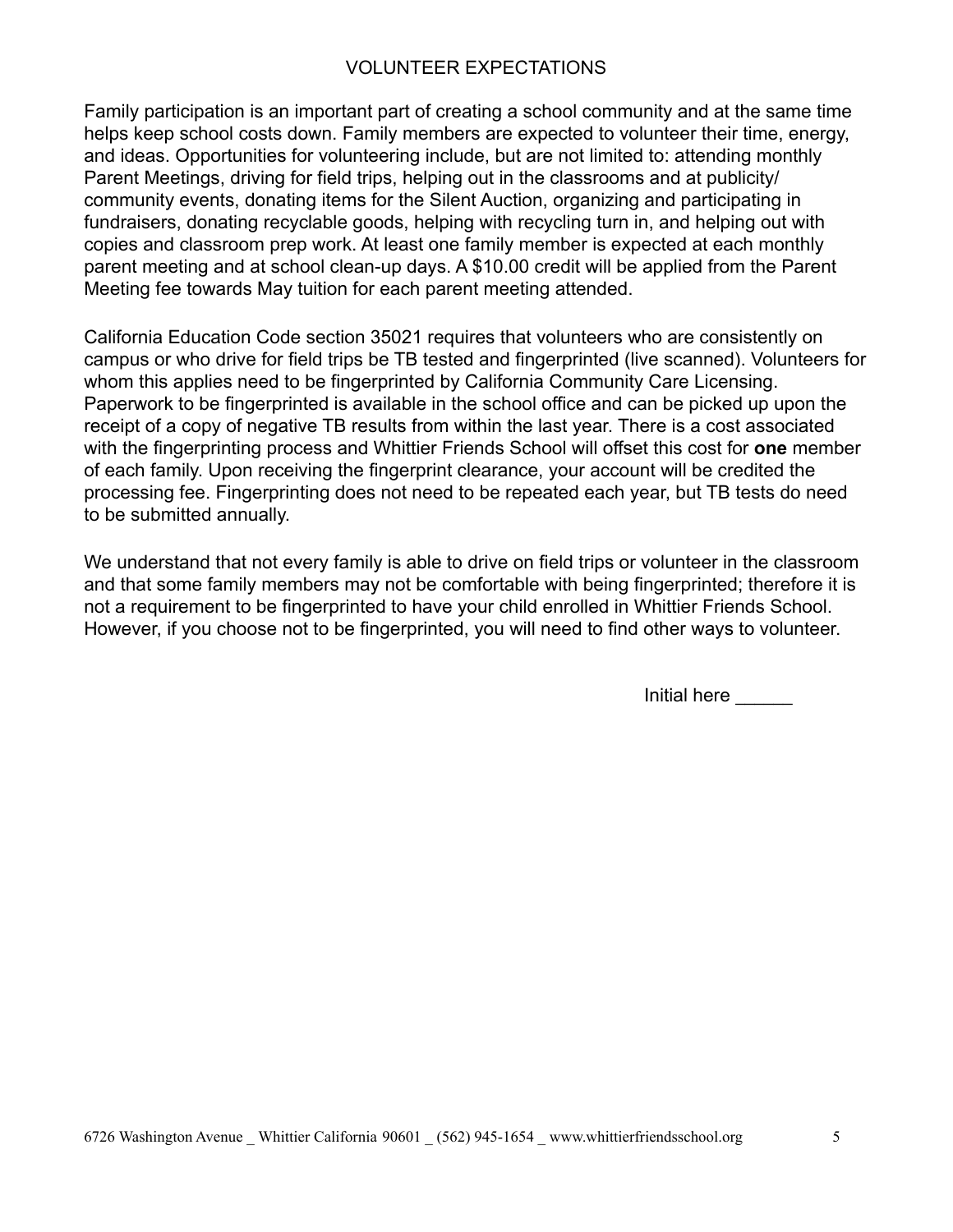# VOLUNTEER EXPECTATIONS

Family participation is an important part of creating a school community and at the same time helps keep school costs down. Family members are expected to volunteer their time, energy, and ideas. Opportunities for volunteering include, but are not limited to: attending monthly Parent Meetings, driving for field trips, helping out in the classrooms and at publicity/ community events, donating items for the Silent Auction, organizing and participating in fundraisers, donating recyclable goods, helping with recycling turn in, and helping out with copies and classroom prep work. At least one family member is expected at each monthly parent meeting and at school clean-up days. A $10.00 credit will be applied from the Parent Meeting fee towards May tuition for each parent meeting attended.

California Education Code section 35021 requires that volunteers who are consistently on campus or who drive for field trips be TB tested and fingerprinted (live scanned). Volunteers for whom this applies need to be fingerprinted by California Community Care Licensing. Paperwork to be fingerprinted is available in the school office and can be picked up upon the receipt of a copy of negative TB results from within the last year. There is a cost associated with the fingerprinting process and Whittier Friends School will offset this cost for **one** member of each family. Upon receiving the fingerprint clearance, your account will be credited the processing fee. Fingerprinting does not need to be repeated each year, but TB tests do need to be submitted annually.

We understand that not every family is able to drive on field trips or volunteer in the classroom and that some family members may not be comfortable with being fingerprinted; therefore it is not a requirement to be fingerprinted to have your child enrolled in Whittier Friends School. However, if you choose not to be fingerprinted, you will need to find other ways to volunteer.

Initial here ______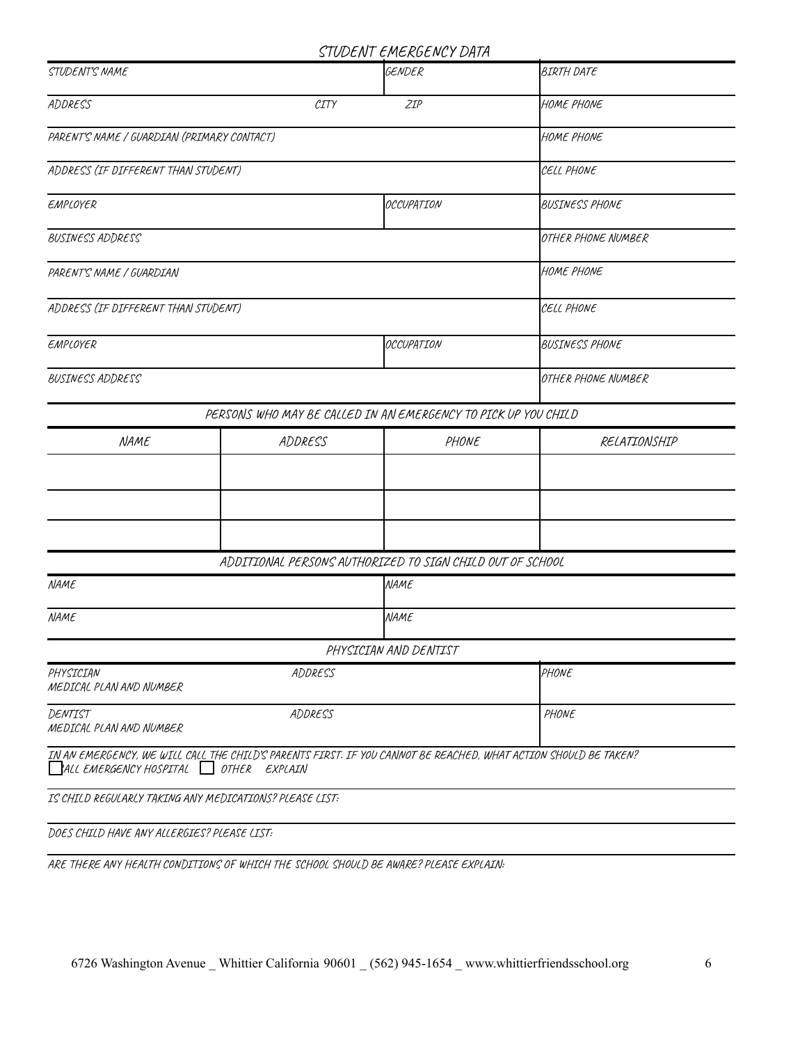# STUDENT EMERGENCY DATA

| STUDENT'S NAME | | GENDER | BIRTH DATE |
|---|---|---|---|
| ADDRESS | CITY | ZIP | HOME PHONE |
| PARENT'S NAME / GUARDIAN (PRIMARY CONTACT) | | | HOME PHONE |
| ADDRESS (IF DIFFERENT THAN STUDENT) | | | CELL PHONE |
| EMPLOYER | | OCCUPATION | BUSINESS PHONE |
| BUSINESS ADDRESS | | | OTHER PHONE NUMBER |
| PARENT'S NAME / GUARDIAN | | | HOME PHONE |
| ADDRESS (IF DIFFERENT THAN STUDENT) | | | CELL PHONE |
| EMPLOYER | | OCCUPATION | BUSINESS PHONE |
| BUSINESS ADDRESS | | | OTHER PHONE NUMBER |

## PERSONS WHO MAY BE CALLED IN AN EMERGENCY TO PICK UP YOU CHILD

| NAME | ADDRESS | PHONE | RELATIONSHIP |
|---|---|---|---|
| | | | |
| | | | |
| | | | |

## ADDITIONAL PERSONS AUTHORIZED TO SIGN CHILD OUT OF SCHOOL

| NAME | NAME |
|---|---|
| NAME | NAME |

## PHYSICIAN AND DENTIST

| PHYSICIAN<br>MEDICAL PLAN AND NUMBER | ADDRESS | PHONE |
|---|---|---|
| DENTIST<br>MEDICAL PLAN AND NUMBER | ADDRESS | PHONE |

IN AN EMERGENCY, WE WILL CALL THE CHILD'S PARENTS FIRST. IF YOU CANNOT BE REACHED, WHAT ACTION SHOULD BE TAKEN?

☐ CALL EMERGENCY HOSPITAL ☐ OTHER EXPLAIN

IS CHILD REGULARLY TAKING ANY MEDICATIONS? PLEASE LIST:

DOES CHILD HAVE ANY ALLERGIES? PLEASE LIST:

ARE THERE ANY HEALTH CONDITIONS OF WHICH THE SCHOOL SHOULD BE AWARE? PLEASE EXPLAIN:

6726 Washington Avenue _ Whittier California 90601 _ (562) 945-1654 _ www.whittierfriendsschool.org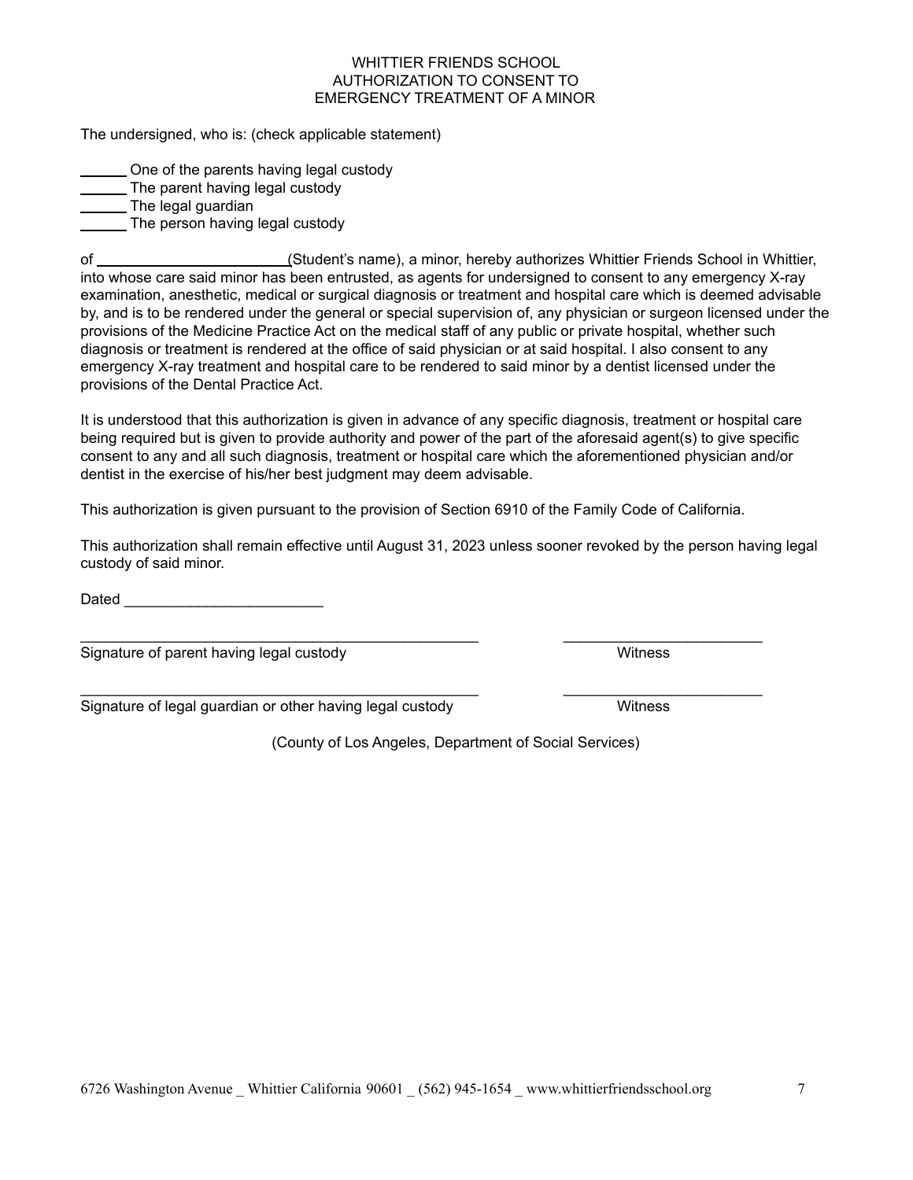# WHITTIER FRIENDS SCHOOL
## AUTHORIZATION TO CONSENT TO
## EMERGENCY TREATMENT OF A MINOR

The undersigned, who is: (check applicable statement)

______ One of the parents having legal custody
______ The parent having legal custody
______ The legal guardian
______ The person having legal custody

of ________________________(Student's name), a minor, hereby authorizes Whittier Friends School in Whittier, into whose care said minor has been entrusted, as agents for undersigned to consent to any emergency X-ray examination, anesthetic, medical or surgical diagnosis or treatment and hospital care which is deemed advisable by, and is to be rendered under the general or special supervision of, any physician or surgeon licensed under the provisions of the Medicine Practice Act on the medical staff of any public or private hospital, whether such diagnosis or treatment is rendered at the office of said physician or at said hospital. I also consent to any emergency X-ray treatment and hospital care to be rendered to said minor by a dentist licensed under the provisions of the Dental Practice Act.

It is understood that this authorization is given in advance of any specific diagnosis, treatment or hospital care being required but is given to provide authority and power of the part of the aforesaid agent(s) to give specific consent to any and all such diagnosis, treatment or hospital care which the aforementioned physician and/or dentist in the exercise of his/her best judgment may deem advisable.

This authorization is given pursuant to the provision of Section 6910 of the Family Code of California.

This authorization shall remain effective until August 31, 2023 unless sooner revoked by the person having legal custody of said minor.

Dated ________________________

__________________________________________________ ________________________
Signature of parent having legal custody Witness

__________________________________________________ ________________________
Signature of legal guardian or other having legal custody Witness

(County of Los Angeles, Department of Social Services)

6726 Washington Avenue _ Whittier California 90601 _ (562) 945-1654 _ www.whittierfriendsschool.org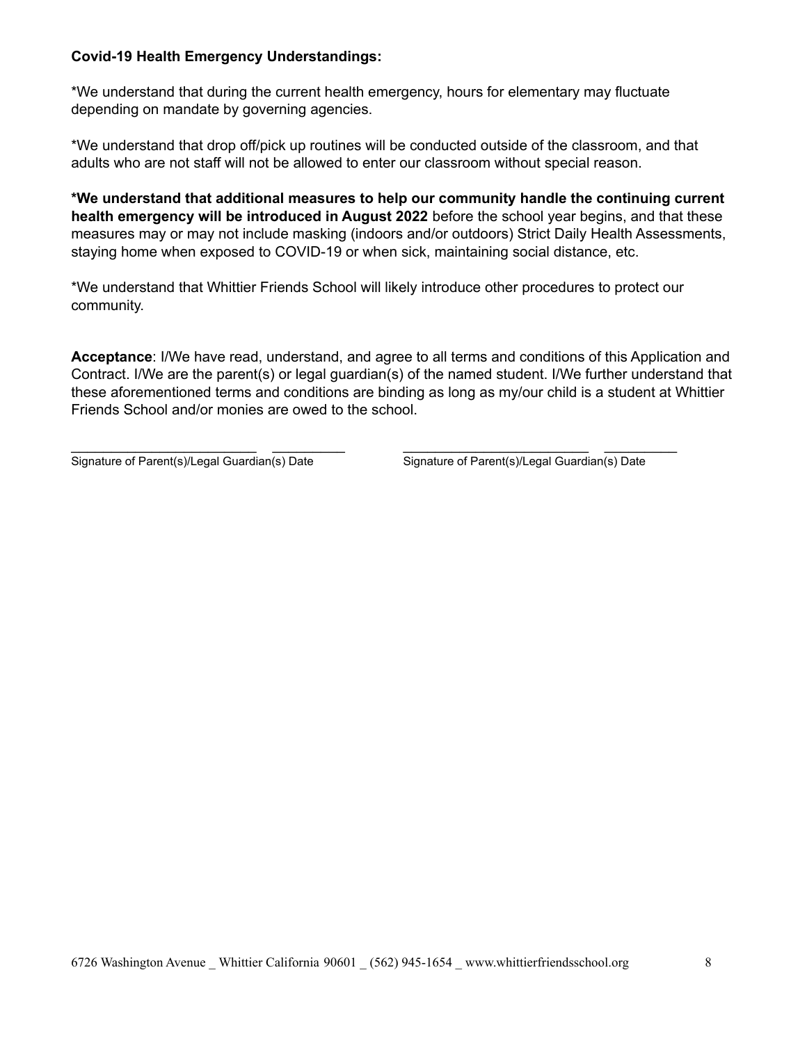**Covid-19 Health Emergency Understandings:**

*We understand that during the current health emergency, hours for elementary may fluctuate depending on mandate by governing agencies.

*We understand that drop off/pick up routines will be conducted outside of the classroom, and that adults who are not staff will not be allowed to enter our classroom without special reason.

**\*We understand that additional measures to help our community handle the continuing current health emergency will be introduced in August 2022** before the school year begins, and that these measures may or may not include masking (indoors and/or outdoors) Strict Daily Health Assessments, staying home when exposed to COVID-19 or when sick, maintaining social distance, etc.

*We understand that Whittier Friends School will likely introduce other procedures to protect our community.

**Acceptance**: I/We have read, understand, and agree to all terms and conditions of this Application and Contract. I/We are the parent(s) or legal guardian(s) of the named student. I/We further understand that these aforementioned terms and conditions are binding as long as my/our child is a student at Whittier Friends School and/or monies are owed to the school.

_________________________ __________ _________________________ __________
Signature of Parent(s)/Legal Guardian(s) Date Signature of Parent(s)/Legal Guardian(s) Date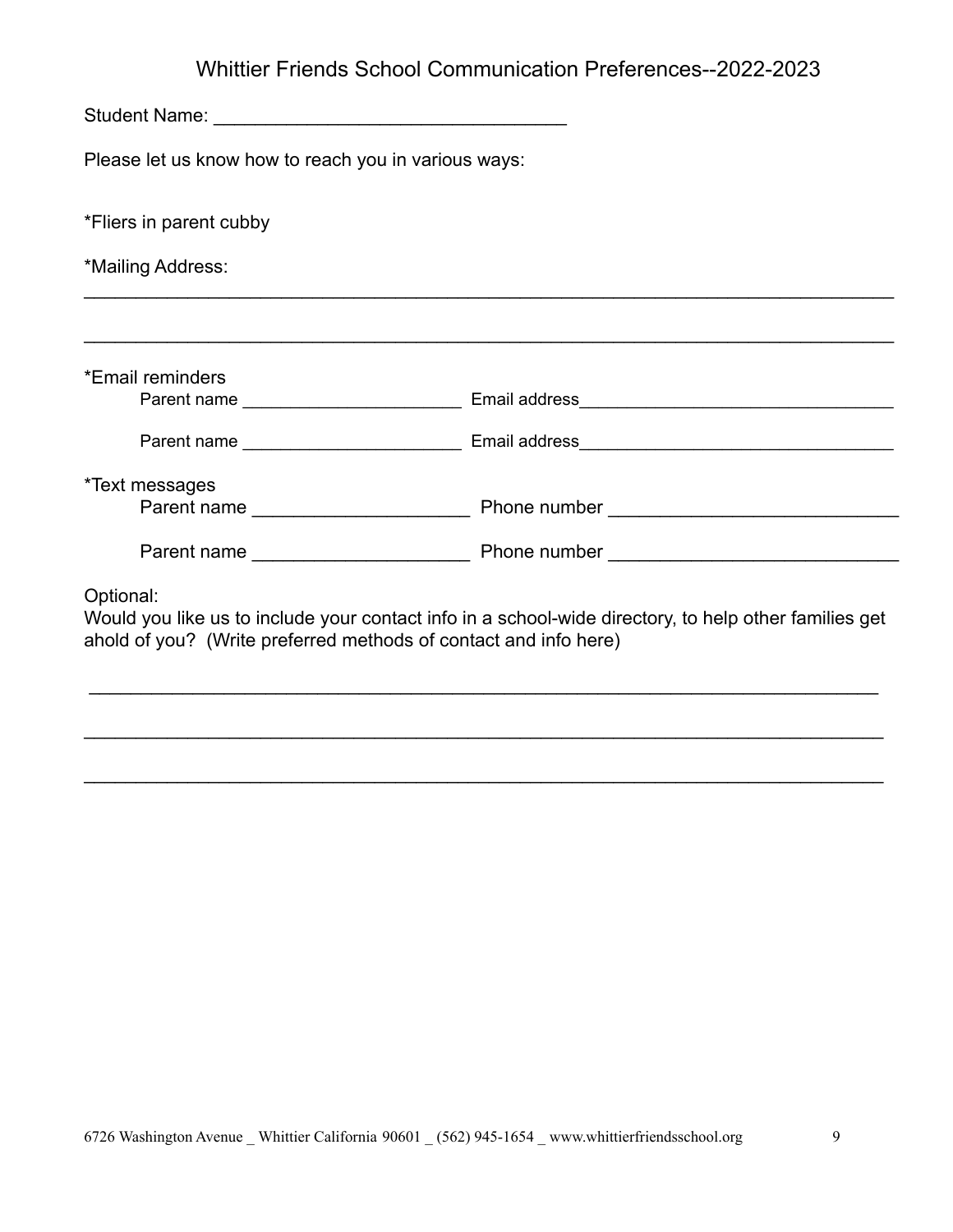# Whittier Friends School Communication Preferences--2022-2023

Student Name: _________________________________

Please let us know how to reach you in various ways:

*Fliers in parent cubby

*Mailing Address:

_____________________________________________________________________________

_____________________________________________________________________________

*Email reminders

Parent name ______________________ Email address________________________________

Parent name ______________________ Email address________________________________

*Text messages

Parent name ____________________ Phone number ___________________________

Parent name ____________________ Phone number ___________________________

Optional:

Would you like us to include your contact info in a school-wide directory, to help other families get ahold of you? (Write preferred methods of contact and info here)

_____________________________________________________________________________

_____________________________________________________________________________

_____________________________________________________________________________

6726 Washington Avenue _ Whittier California 90601 _ (562) 945-1654 _ www.whittierfriendsschool.org